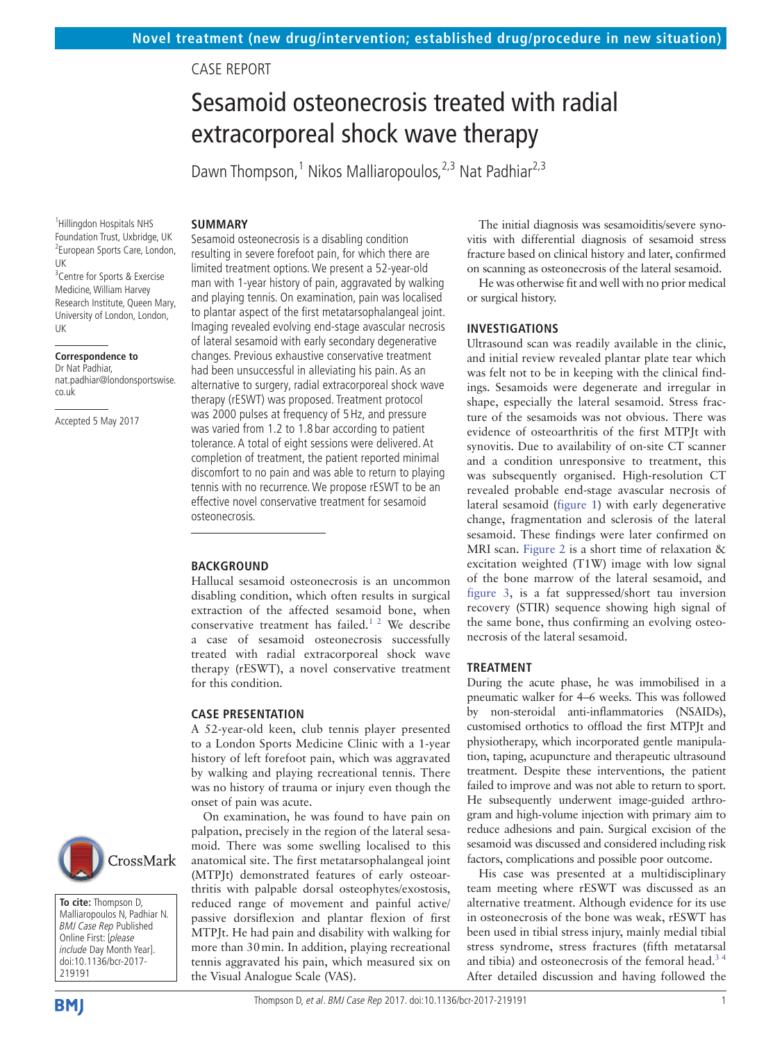Novel treatment (new drug/intervention; established drug/procedure in new situation)

CASE REPORT

# Sesamoid osteonecrosis treated with radial extracorporeal shock wave therapy

Dawn Thompson,[1] Nikos Malliaropoulos,[2,3] Nat Padhiar[2,3]

[1]Hillingdon Hospitals NHS Foundation Trust, Uxbridge, UK
[2]European Sports Care, London, UK
[3]Centre for Sports & Exercise Medicine, William Harvey Research Institute, Queen Mary, University of London, London, UK

**Correspondence to**
Dr Nat Padhiar, nat.padhiar@londonsportswise.co.uk

Accepted 5 May 2017

**To cite:** Thompson D, Malliaropoulos N, Padhiar N. *BMJ Case Rep* Published Online First: [*please include* Day Month Year]. doi:10.1136/bcr-2017-219191

## SUMMARY

Sesamoid osteonecrosis is a disabling condition resulting in severe forefoot pain, for which there are limited treatment options. We present a 52-year-old man with 1-year history of pain, aggravated by walking and playing tennis. On examination, pain was localised to plantar aspect of the first metatarsophalangeal joint. Imaging revealed evolving end-stage avascular necrosis of lateral sesamoid with early secondary degenerative changes. Previous exhaustive conservative treatment had been unsuccessful in alleviating his pain. As an alternative to surgery, radial extracorporeal shock wave therapy (rESWT) was proposed. Treatment protocol was 2000 pulses at frequency of 5 Hz, and pressure was varied from 1.2 to 1.8 bar according to patient tolerance. A total of eight sessions were delivered. At completion of treatment, the patient reported minimal discomfort to no pain and was able to return to playing tennis with no recurrence. We propose rESWT to be an effective novel conservative treatment for sesamoid osteonecrosis.

## BACKGROUND

Hallucal sesamoid osteonecrosis is an uncommon disabling condition, which often results in surgical extraction of the affected sesamoid bone, when conservative treatment has failed.[1 2] We describe a case of sesamoid osteonecrosis successfully treated with radial extracorporeal shock wave therapy (rESWT), a novel conservative treatment for this condition.

## CASE PRESENTATION

A 52-year-old keen, club tennis player presented to a London Sports Medicine Clinic with a 1-year history of left forefoot pain, which was aggravated by walking and playing recreational tennis. There was no history of trauma or injury even though the onset of pain was acute.

On examination, he was found to have pain on palpation, precisely in the region of the lateral sesamoid. There was some swelling localised to this anatomical site. The first metatarsophalangeal joint (MTPJt) demonstrated features of early osteoarthritis with palpable dorsal osteophytes/exostosis, reduced range of movement and painful active/passive dorsiflexion and plantar flexion of first MTPJt. He had pain and disability with walking for more than 30 min. In addition, playing recreational tennis aggravated his pain, which measured six on the Visual Analogue Scale (VAS).

The initial diagnosis was sesamoiditis/severe synovitis with differential diagnosis of sesamoid stress fracture based on clinical history and later, confirmed on scanning as osteonecrosis of the lateral sesamoid.

He was otherwise fit and well with no prior medical or surgical history.

## INVESTIGATIONS

Ultrasound scan was readily available in the clinic, and initial review revealed plantar plate tear which was felt not to be in keeping with the clinical findings. Sesamoids were degenerate and irregular in shape, especially the lateral sesamoid. Stress fracture of the sesamoids was not obvious. There was evidence of osteoarthritis of the first MTPJt with synovitis. Due to availability of on-site CT scanner and a condition unresponsive to treatment, this was subsequently organised. High-resolution CT revealed probable end-stage avascular necrosis of lateral sesamoid (figure 1) with early degenerative change, fragmentation and sclerosis of the lateral sesamoid. These findings were later confirmed on MRI scan. Figure 2 is a short time of relaxation & excitation weighted (T1W) image with low signal of the bone marrow of the lateral sesamoid, and figure 3, is a fat suppressed/short tau inversion recovery (STIR) sequence showing high signal of the same bone, thus confirming an evolving osteonecrosis of the lateral sesamoid.

## TREATMENT

During the acute phase, he was immobilised in a pneumatic walker for 4–6 weeks. This was followed by non-steroidal anti-inflammatories (NSAIDs), customised orthotics to offload the first MTPJt and physiotherapy, which incorporated gentle manipulation, taping, acupuncture and therapeutic ultrasound treatment. Despite these interventions, the patient failed to improve and was not able to return to sport. He subsequently underwent image-guided arthrogram and high-volume injection with primary aim to reduce adhesions and pain. Surgical excision of the sesamoid was discussed and considered including risk factors, complications and possible poor outcome.

His case was presented at a multidisciplinary team meeting where rESWT was discussed as an alternative treatment. Although evidence for its use in osteonecrosis of the bone was weak, rESWT has been used in tibial stress injury, mainly medial tibial stress syndrome, stress fractures (fifth metatarsal and tibia) and osteonecrosis of the femoral head.[3 4] After detailed discussion and having followed the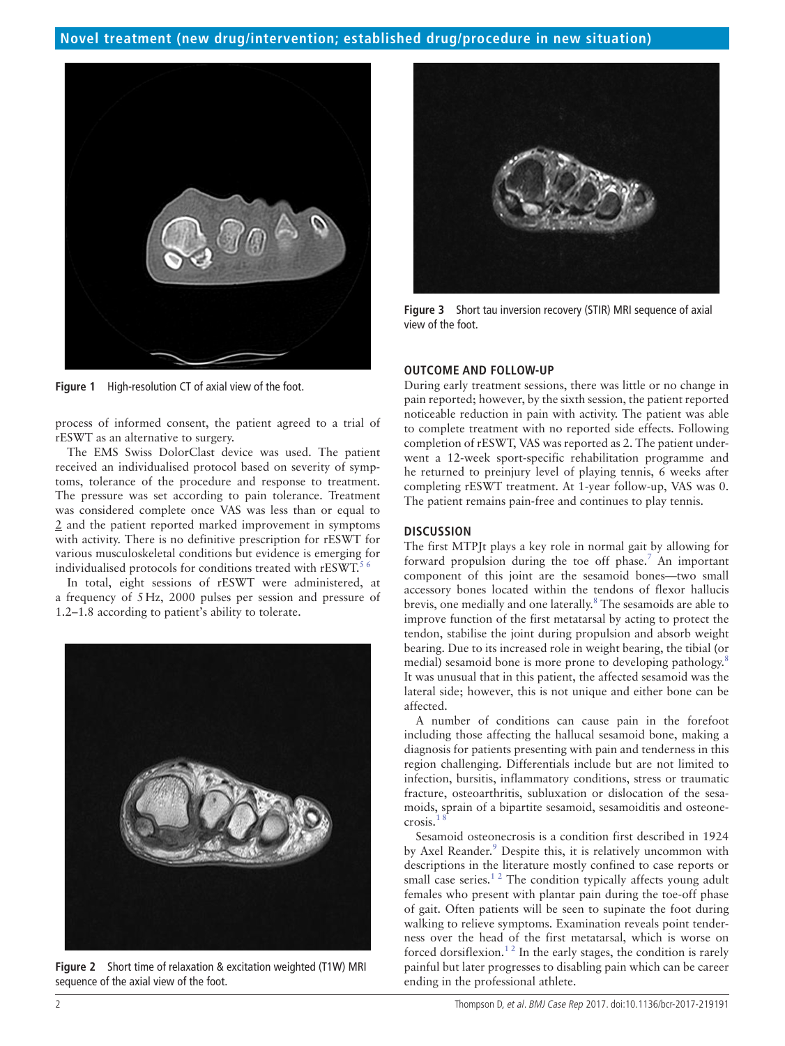Figure 1 High-resolution CT of axial view of the foot.

process of informed consent, the patient agreed to a trial of rESWT as an alternative to surgery.

The EMS Swiss DolorClast device was used. The patient received an individualised protocol based on severity of symptoms, tolerance of the procedure and response to treatment. The pressure was set according to pain tolerance. Treatment was considered complete once VAS was less than or equal to 2 and the patient reported marked improvement in symptoms with activity. There is no definitive prescription for rESWT for various musculoskeletal conditions but evidence is emerging for individualised protocols for conditions treated with rESWT.[5 6]

In total, eight sessions of rESWT were administered, at a frequency of 5 Hz, 2000 pulses per session and pressure of 1.2–1.8 according to patient's ability to tolerate.

Figure 2 Short time of relaxation & excitation weighted (T1W) MRI sequence of the axial view of the foot.

Figure 3 Short tau inversion recovery (STIR) MRI sequence of axial view of the foot.

## OUTCOME AND FOLLOW-UP

During early treatment sessions, there was little or no change in pain reported; however, by the sixth session, the patient reported noticeable reduction in pain with activity. The patient was able to complete treatment with no reported side effects. Following completion of rESWT, VAS was reported as 2. The patient underwent a 12-week sport-specific rehabilitation programme and he returned to preinjury level of playing tennis, 6 weeks after completing rESWT treatment. At 1-year follow-up, VAS was 0. The patient remains pain-free and continues to play tennis.

## DISCUSSION

The first MTPJt plays a key role in normal gait by allowing for forward propulsion during the toe off phase.[7] An important component of this joint are the sesamoid bones—two small accessory bones located within the tendons of flexor hallucis brevis, one medially and one laterally.[8] The sesamoids are able to improve function of the first metatarsal by acting to protect the tendon, stabilise the joint during propulsion and absorb weight bearing. Due to its increased role in weight bearing, the tibial (or medial) sesamoid bone is more prone to developing pathology.[8] It was unusual that in this patient, the affected sesamoid was the lateral side; however, this is not unique and either bone can be affected.

A number of conditions can cause pain in the forefoot including those affecting the hallucal sesamoid bone, making a diagnosis for patients presenting with pain and tenderness in this region challenging. Differentials include but are not limited to infection, bursitis, inflammatory conditions, stress or traumatic fracture, osteoarthritis, subluxation or dislocation of the sesamoids, sprain of a bipartite sesamoid, sesamoiditis and osteonecrosis.[1 8]

Sesamoid osteonecrosis is a condition first described in 1924 by Axel Reander.[9] Despite this, it is relatively uncommon with descriptions in the literature mostly confined to case reports or small case series.[1 2] The condition typically affects young adult females who present with plantar pain during the toe-off phase of gait. Often patients will be seen to supinate the foot during walking to relieve symptoms. Examination reveals point tenderness over the head of the first metatarsal, which is worse on forced dorsiflexion.[1 2] In the early stages, the condition is rarely painful but later progresses to disabling pain which can be career ending in the professional athlete.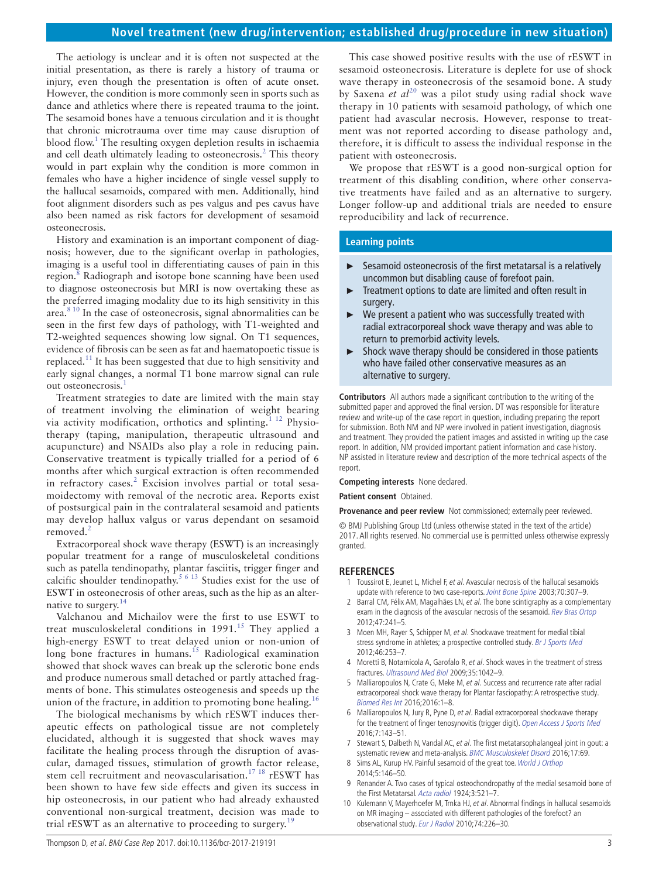The aetiology is unclear and it is often not suspected at the initial presentation, as there is rarely a history of trauma or injury, even though the presentation is often of acute onset. However, the condition is more commonly seen in sports such as dance and athletics where there is repeated trauma to the joint. The sesamoid bones have a tenuous circulation and it is thought that chronic microtrauma over time may cause disruption of blood flow.[1] The resulting oxygen depletion results in ischaemia and cell death ultimately leading to osteonecrosis.[2] This theory would in part explain why the condition is more common in females who have a higher incidence of single vessel supply to the hallucal sesamoids, compared with men. Additionally, hind foot alignment disorders such as pes valgus and pes cavus have also been named as risk factors for development of sesamoid osteonecrosis.

History and examination is an important component of diagnosis; however, due to the significant overlap in pathologies, imaging is a useful tool in differentiating causes of pain in this region.[8] Radiograph and isotope bone scanning have been used to diagnose osteonecrosis but MRI is now overtaking these as the preferred imaging modality due to its high sensitivity in this area.[8,10] In the case of osteonecrosis, signal abnormalities can be seen in the first few days of pathology, with T1-weighted and T2-weighted sequences showing low signal. On T1 sequences, evidence of fibrosis can be seen as fat and haematopoetic tissue is replaced.[11] It has been suggested that due to high sensitivity and early signal changes, a normal T1 bone marrow signal can rule out osteonecrosis.[1]

Treatment strategies to date are limited with the main stay of treatment involving the elimination of weight bearing via activity modification, orthotics and splinting.[1,12] Physiotherapy (taping, manipulation, therapeutic ultrasound and acupuncture) and NSAIDs also play a role in reducing pain. Conservative treatment is typically trialled for a period of 6 months after which surgical extraction is often recommended in refractory cases.[2] Excision involves partial or total sesamoidectomy with removal of the necrotic area. Reports exist of postsurgical pain in the contralateral sesamoid and patients may develop hallux valgus or varus dependant on sesamoid removed.[2]

Extracorporeal shock wave therapy (ESWT) is an increasingly popular treatment for a range of musculoskeletal conditions such as patella tendinopathy, plantar fasciitis, trigger finger and calcific shoulder tendinopathy.[5,6,13] Studies exist for the use of ESWT in osteonecrosis of other areas, such as the hip as an alternative to surgery.[14]

Valchanou and Michailov were the first to use ESWT to treat musculoskeletal conditions in 1991.[15] They applied a high-energy ESWT to treat delayed union or non-union of long bone fractures in humans.[15] Radiological examination showed that shock waves can break up the sclerotic bone ends and produce numerous small detached or partly attached fragments of bone. This stimulates osteogenesis and speeds up the union of the fracture, in addition to promoting bone healing.[16]

The biological mechanisms by which rESWT induces therapeutic effects on pathological tissue are not completely elucidated, although it is suggested that shock waves may facilitate the healing process through the disruption of avascular, damaged tissues, stimulation of growth factor release, stem cell recruitment and neovascularisation.[17,18] rESWT has been shown to have few side effects and given its success in hip osteonecrosis, in our patient who had already exhausted conventional non-surgical treatment, decision was made to trial rESWT as an alternative to proceeding to surgery.[19]

This case showed positive results with the use of rESWT in sesamoid osteonecrosis. Literature is deplete for use of shock wave therapy in osteonecrosis of the sesamoid bone. A study by Saxena *et al*[20] was a pilot study using radial shock wave therapy in 10 patients with sesamoid pathology, of which one patient had avascular necrosis. However, response to treatment was not reported according to disease pathology and, therefore, it is difficult to assess the individual response in the patient with osteonecrosis.

We propose that rESWT is a good non-surgical option for treatment of this disabling condition, where other conservative treatments have failed and as an alternative to surgery. Longer follow-up and additional trials are needed to ensure reproducibility and lack of recurrence.

## Learning points

- Sesamoid osteonecrosis of the first metatarsal is a relatively uncommon but disabling cause of forefoot pain.
- Treatment options to date are limited and often result in surgery.
- We present a patient who was successfully treated with radial extracorporeal shock wave therapy and was able to return to premorbid activity levels.
- Shock wave therapy should be considered in those patients who have failed other conservative measures as an alternative to surgery.

**Contributors** All authors made a significant contribution to the writing of the submitted paper and approved the final version. DT was responsible for literature review and write-up of the case report in question, including preparing the report for submission. Both NM and NP were involved in patient investigation, diagnosis and treatment. They provided the patient images and assisted in writing up the case report. In addition, NM provided important patient information and case history. NP assisted in literature review and description of the more technical aspects of the report.

**Competing interests** None declared.

**Patient consent** Obtained.

**Provenance and peer review** Not commissioned; externally peer reviewed.

© BMJ Publishing Group Ltd (unless otherwise stated in the text of the article) 2017. All rights reserved. No commercial use is permitted unless otherwise expressly granted.

## REFERENCES

1. Toussirot E, Jeunet L, Michel F, *et al*. Avascular necrosis of the hallucal sesamoids update with reference to two case-reports. *Joint Bone Spine* 2003;70:307–9.
2. Barral CM, Félix AM, Magalhães LN, *et al*. The bone scintigraphy as a complementary exam in the diagnosis of the avascular necrosis of the sesamoid. *Rev Bras Ortop* 2012;47:241–5.
3. Moen MH, Rayer S, Schipper M, *et al*. Shockwave treatment for medial tibial stress syndrome in athletes; a prospective controlled study. *Br J Sports Med* 2012;46:253–7.
4. Moretti B, Notarnicola A, Garofalo R, *et al*. Shock waves in the treatment of stress fractures. *Ultrasound Med Biol* 2009;35:1042–9.
5. Malliaropoulos N, Crate G, Meke M, *et al*. Success and recurrence rate after radial extracorporeal shock wave therapy for Plantar fasciopathy: A retrospective study. *Biomed Res Int* 2016;2016:1–8.
6. Malliaropoulos N, Jury R, Pyne D, *et al*. Radial extracorporeal shockwave therapy for the treatment of finger tenosynovitis (trigger digit). *Open Access J Sports Med* 2016;7:143–51.
7. Stewart S, Dalbeth N, Vandal AC, *et al*. The first metatarsophalangeal joint in gout: a systematic review and meta-analysis. *BMC Musculoskelet Disord* 2016;17:69.
8. Sims AL, Kurup HV. Painful sesamoid of the great toe. *World J Orthop* 2014;5:146–50.
9. Renander A. Two cases of typical osteochondropathy of the medial sesamoid bone of the First Metatarsal. *Acta radiol* 1924;3:521–7.
10. Kulemann V, Mayerhoefer M, Trnka HJ, *et al*. Abnormal findings in hallucal sesamoids on MR imaging – associated with different pathologies of the forefoot? an observational study. *Eur J Radiol* 2010;74:226–30.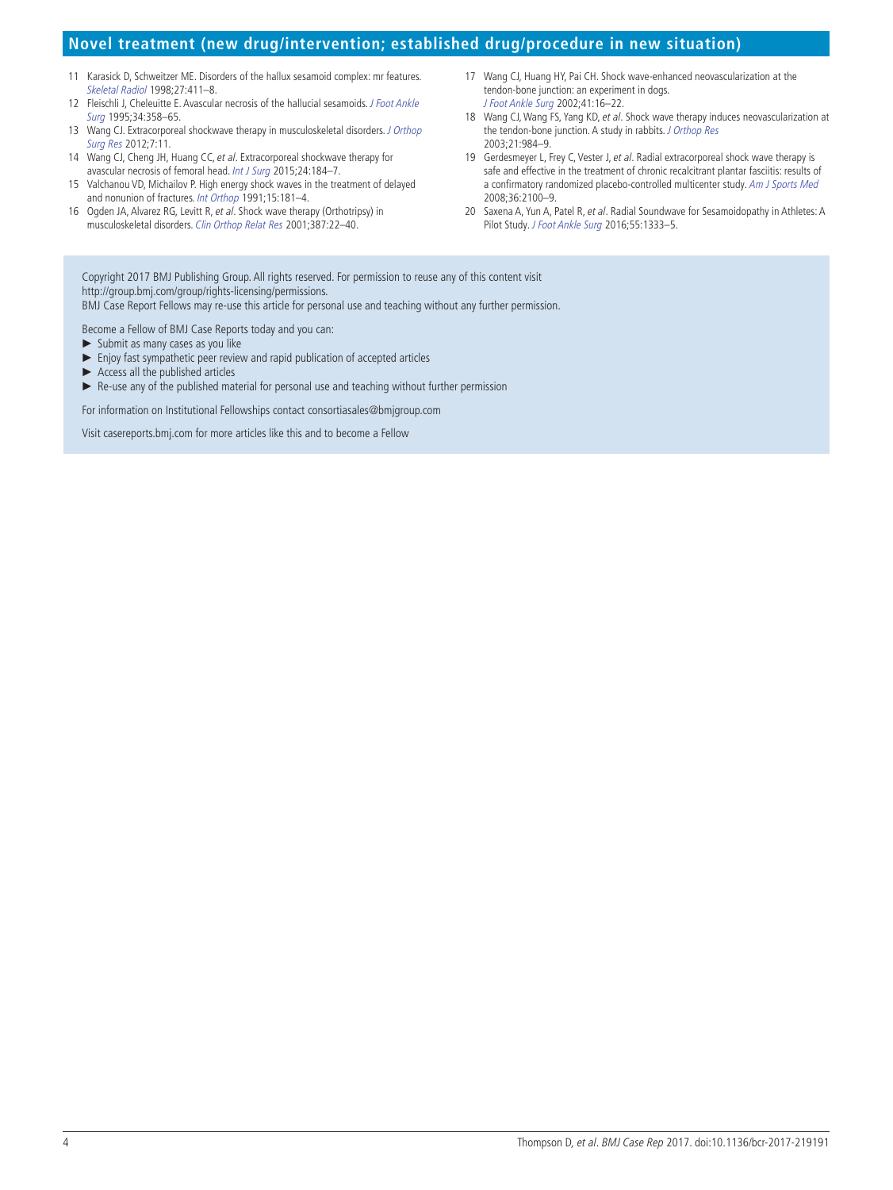11 Karasick D, Schweitzer ME. Disorders of the hallux sesamoid complex: mr features. *Skeletal Radiol* 1998;27:411–8.
12 Fleischli J, Cheleuitte E. Avascular necrosis of the hallucial sesamoids. *J Foot Ankle Surg* 1995;34:358–65.
13 Wang CJ. Extracorporeal shockwave therapy in musculoskeletal disorders. *J Orthop Surg Res* 2012;7:11.
14 Wang CJ, Cheng JH, Huang CC, *et al*. Extracorporeal shockwave therapy for avascular necrosis of femoral head. *Int J Surg* 2015;24:184–7.
15 Valchanou VD, Michailov P. High energy shock waves in the treatment of delayed and nonunion of fractures. *Int Orthop* 1991;15:181–4.
16 Ogden JA, Alvarez RG, Levitt R, *et al*. Shock wave therapy (Orthotripsy) in musculoskeletal disorders. *Clin Orthop Relat Res* 2001;387:22–40.
17 Wang CJ, Huang HY, Pai CH. Shock wave-enhanced neovascularization at the tendon-bone junction: an experiment in dogs. *J Foot Ankle Surg* 2002;41:16–22.
18 Wang CJ, Wang FS, Yang KD, *et al*. Shock wave therapy induces neovascularization at the tendon-bone junction. A study in rabbits. *J Orthop Res* 2003;21:984–9.
19 Gerdesmeyer L, Frey C, Vester J, *et al*. Radial extracorporeal shock wave therapy is safe and effective in the treatment of chronic recalcitrant plantar fasciitis: results of a confirmatory randomized placebo-controlled multicenter study. *Am J Sports Med* 2008;36:2100–9.
20 Saxena A, Yun A, Patel R, *et al*. Radial Soundwave for Sesamoidopathy in Athletes: A Pilot Study. *J Foot Ankle Surg* 2016;55:1333–5.

Copyright 2017 BMJ Publishing Group. All rights reserved. For permission to reuse any of this content visit http://group.bmj.com/group/rights-licensing/permissions.
BMJ Case Report Fellows may re-use this article for personal use and teaching without any further permission.

Become a Fellow of BMJ Case Reports today and you can:

- ► Submit as many cases as you like
- ► Enjoy fast sympathetic peer review and rapid publication of accepted articles
- ► Access all the published articles
- ► Re-use any of the published material for personal use and teaching without further permission

For information on Institutional Fellowships contact consortiasales@bmjgroup.com

Visit casereports.bmj.com for more articles like this and to become a Fellow